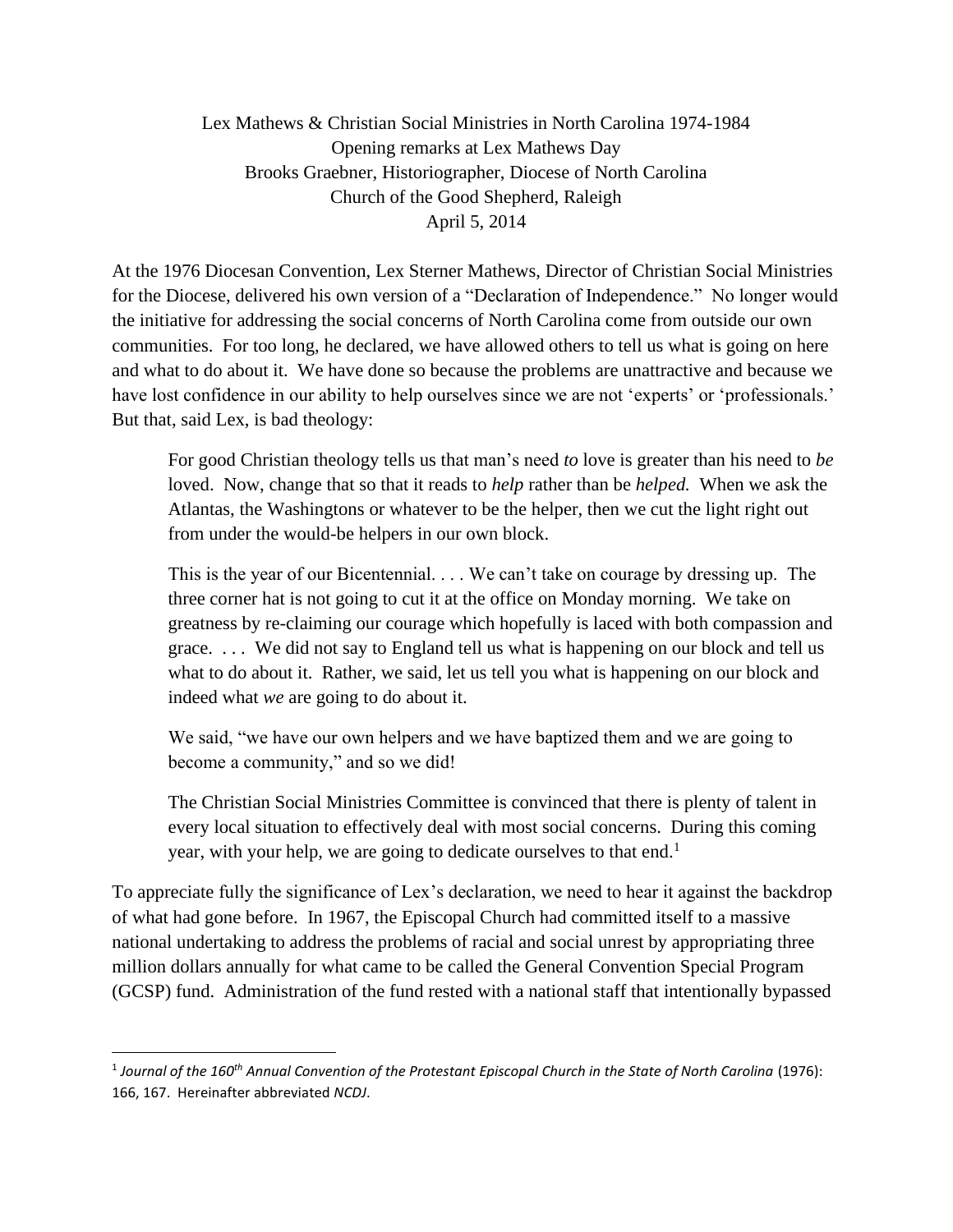Lex Mathews & Christian Social Ministries in North Carolina 1974-1984
Opening remarks at Lex Mathews Day
Brooks Graebner, Historiographer, Diocese of North Carolina
Church of the Good Shepherd, Raleigh
April 5, 2014

At the 1976 Diocesan Convention, Lex Sterner Mathews, Director of Christian Social Ministries for the Diocese, delivered his own version of a "Declaration of Independence." No longer would the initiative for addressing the social concerns of North Carolina come from outside our own communities. For too long, he declared, we have allowed others to tell us what is going on here and what to do about it. We have done so because the problems are unattractive and because we have lost confidence in our ability to help ourselves since we are not 'experts' or 'professionals.' But that, said Lex, is bad theology:

> For good Christian theology tells us that man's need *to* love is greater than his need to *be* loved. Now, change that so that it reads to *help* rather than be *helped.* When we ask the Atlantas, the Washingtons or whatever to be the helper, then we cut the light right out from under the would-be helpers in our own block.
>
> This is the year of our Bicentennial. . . . We can't take on courage by dressing up. The three corner hat is not going to cut it at the office on Monday morning. We take on greatness by re-claiming our courage which hopefully is laced with both compassion and grace. . . . We did not say to England tell us what is happening on our block and tell us what to do about it. Rather, we said, let us tell you what is happening on our block and indeed what *we* are going to do about it.
>
> We said, "we have our own helpers and we have baptized them and we are going to become a community," and so we did!
>
> The Christian Social Ministries Committee is convinced that there is plenty of talent in every local situation to effectively deal with most social concerns. During this coming year, with your help, we are going to dedicate ourselves to that end.[1]

To appreciate fully the significance of Lex's declaration, we need to hear it against the backdrop of what had gone before. In 1967, the Episcopal Church had committed itself to a massive national undertaking to address the problems of racial and social unrest by appropriating three million dollars annually for what came to be called the General Convention Special Program (GCSP) fund. Administration of the fund rested with a national staff that intentionally bypassed

---

[1] *Journal of the 160th Annual Convention of the Protestant Episcopal Church in the State of North Carolina* (1976): 166, 167. Hereinafter abbreviated *NCDJ*.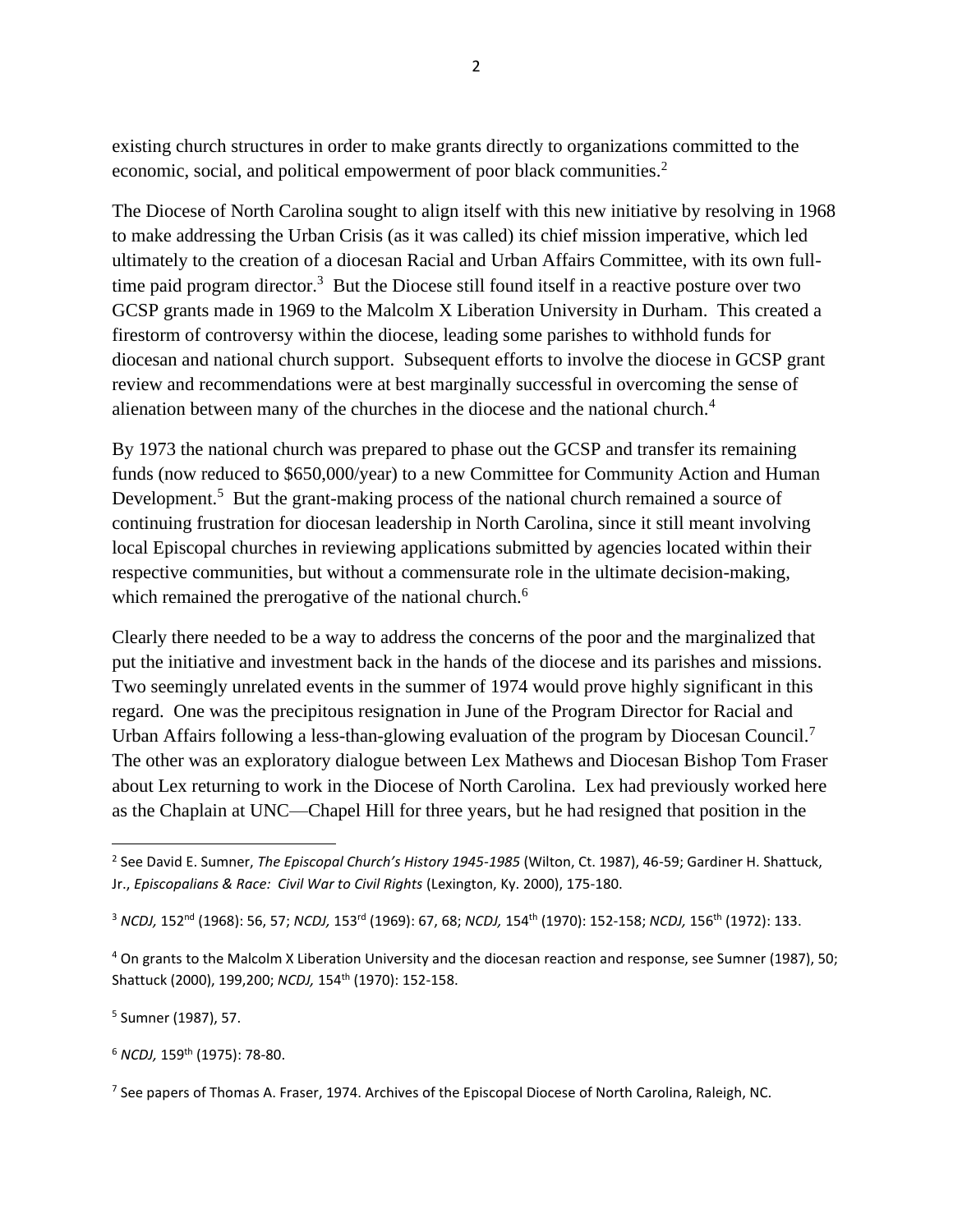existing church structures in order to make grants directly to organizations committed to the economic, social, and political empowerment of poor black communities.[2]

The Diocese of North Carolina sought to align itself with this new initiative by resolving in 1968 to make addressing the Urban Crisis (as it was called) its chief mission imperative, which led ultimately to the creation of a diocesan Racial and Urban Affairs Committee, with its own full-time paid program director.[3] But the Diocese still found itself in a reactive posture over two GCSP grants made in 1969 to the Malcolm X Liberation University in Durham. This created a firestorm of controversy within the diocese, leading some parishes to withhold funds for diocesan and national church support. Subsequent efforts to involve the diocese in GCSP grant review and recommendations were at best marginally successful in overcoming the sense of alienation between many of the churches in the diocese and the national church.[4]

By 1973 the national church was prepared to phase out the GCSP and transfer its remaining funds (now reduced to $650,000/year) to a new Committee for Community Action and Human Development.[5] But the grant-making process of the national church remained a source of continuing frustration for diocesan leadership in North Carolina, since it still meant involving local Episcopal churches in reviewing applications submitted by agencies located within their respective communities, but without a commensurate role in the ultimate decision-making, which remained the prerogative of the national church.[6]

Clearly there needed to be a way to address the concerns of the poor and the marginalized that put the initiative and investment back in the hands of the diocese and its parishes and missions. Two seemingly unrelated events in the summer of 1974 would prove highly significant in this regard. One was the precipitous resignation in June of the Program Director for Racial and Urban Affairs following a less-than-glowing evaluation of the program by Diocesan Council.[7] The other was an exploratory dialogue between Lex Mathews and Diocesan Bishop Tom Fraser about Lex returning to work in the Diocese of North Carolina. Lex had previously worked here as the Chaplain at UNC—Chapel Hill for three years, but he had resigned that position in the

---

[2] See David E. Sumner, *The Episcopal Church's History 1945-1985* (Wilton, Ct. 1987), 46-59; Gardiner H. Shattuck, Jr., *Episcopalians & Race: Civil War to Civil Rights* (Lexington, Ky. 2000), 175-180.

[3] *NCDJ,* 152nd (1968): 56, 57; *NCDJ,* 153rd (1969): 67, 68; *NCDJ,* 154th (1970): 152-158; *NCDJ,* 156th (1972): 133.

[4] On grants to the Malcolm X Liberation University and the diocesan reaction and response, see Sumner (1987), 50; Shattuck (2000), 199,200; *NCDJ,* 154th (1970): 152-158.

[5] Sumner (1987), 57.

[6] *NCDJ,* 159th (1975): 78-80.

[7] See papers of Thomas A. Fraser, 1974. Archives of the Episcopal Diocese of North Carolina, Raleigh, NC.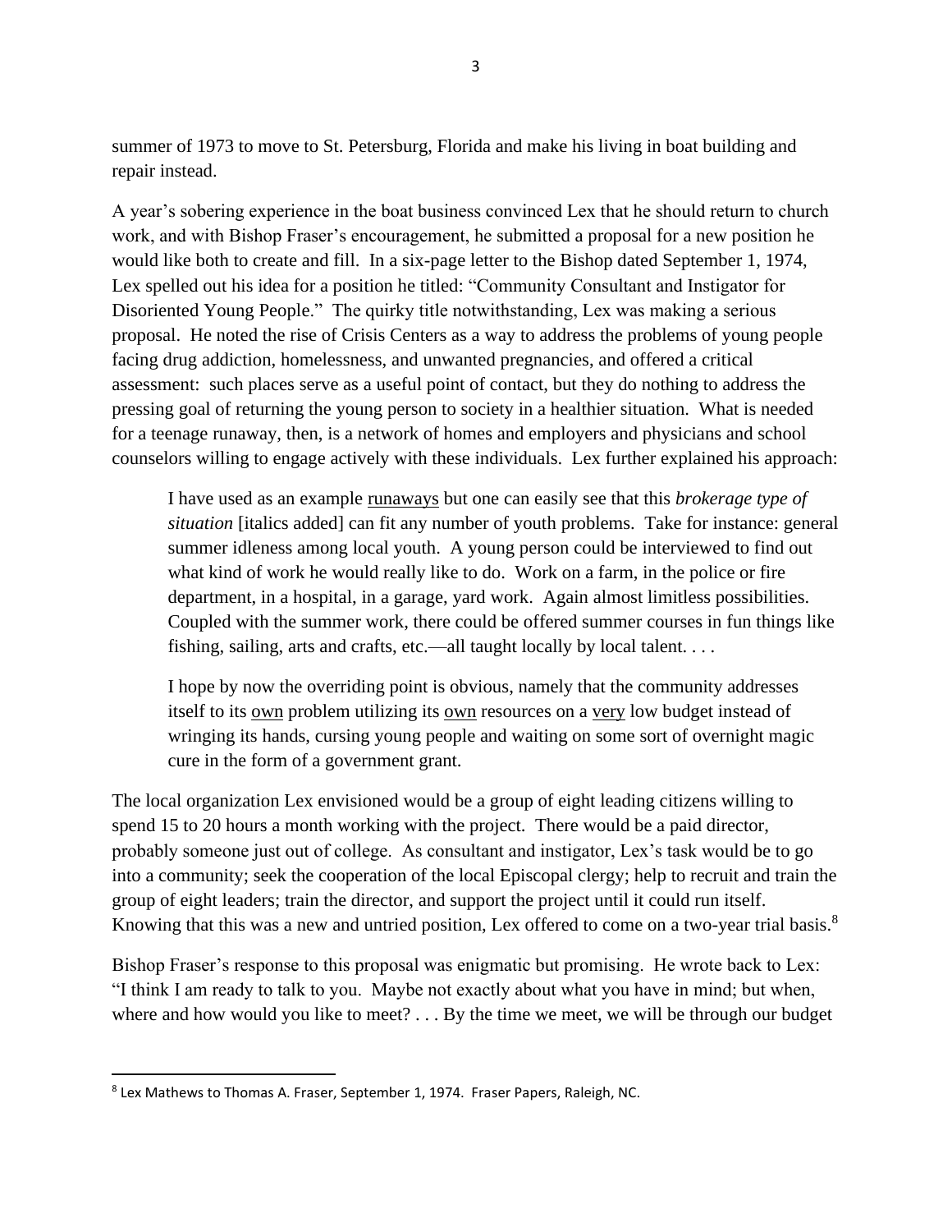summer of 1973 to move to St. Petersburg, Florida and make his living in boat building and repair instead.

A year's sobering experience in the boat business convinced Lex that he should return to church work, and with Bishop Fraser's encouragement, he submitted a proposal for a new position he would like both to create and fill. In a six-page letter to the Bishop dated September 1, 1974, Lex spelled out his idea for a position he titled: "Community Consultant and Instigator for Disoriented Young People." The quirky title notwithstanding, Lex was making a serious proposal. He noted the rise of Crisis Centers as a way to address the problems of young people facing drug addiction, homelessness, and unwanted pregnancies, and offered a critical assessment: such places serve as a useful point of contact, but they do nothing to address the pressing goal of returning the young person to society in a healthier situation. What is needed for a teenage runaway, then, is a network of homes and employers and physicians and school counselors willing to engage actively with these individuals. Lex further explained his approach:

> I have used as an example <u>runaways</u> but one can easily see that this *brokerage type of situation* [italics added] can fit any number of youth problems. Take for instance: general summer idleness among local youth. A young person could be interviewed to find out what kind of work he would really like to do. Work on a farm, in the police or fire department, in a hospital, in a garage, yard work. Again almost limitless possibilities. Coupled with the summer work, there could be offered summer courses in fun things like fishing, sailing, arts and crafts, etc.—all taught locally by local talent. . . .
>
> I hope by now the overriding point is obvious, namely that the community addresses itself to its <u>own</u> problem utilizing its <u>own</u> resources on a <u>very</u> low budget instead of wringing its hands, cursing young people and waiting on some sort of overnight magic cure in the form of a government grant.

The local organization Lex envisioned would be a group of eight leading citizens willing to spend 15 to 20 hours a month working with the project. There would be a paid director, probably someone just out of college. As consultant and instigator, Lex's task would be to go into a community; seek the cooperation of the local Episcopal clergy; help to recruit and train the group of eight leaders; train the director, and support the project until it could run itself. Knowing that this was a new and untried position, Lex offered to come on a two-year trial basis.[8]

Bishop Fraser's response to this proposal was enigmatic but promising. He wrote back to Lex: "I think I am ready to talk to you. Maybe not exactly about what you have in mind; but when, where and how would you like to meet? . . . By the time we meet, we will be through our budget

---

[8] Lex Mathews to Thomas A. Fraser, September 1, 1974. Fraser Papers, Raleigh, NC.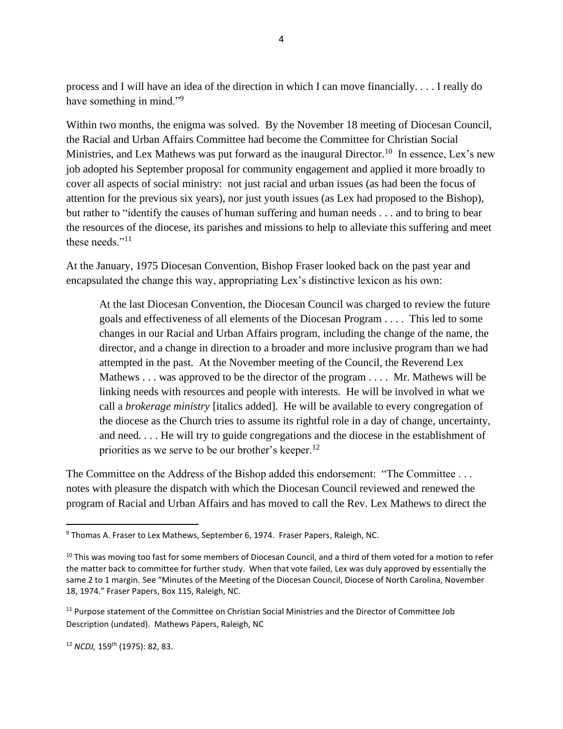process and I will have an idea of the direction in which I can move financially. . . . I really do have something in mind."[9]

Within two months, the enigma was solved. By the November 18 meeting of Diocesan Council, the Racial and Urban Affairs Committee had become the Committee for Christian Social Ministries, and Lex Mathews was put forward as the inaugural Director.[10] In essence, Lex's new job adopted his September proposal for community engagement and applied it more broadly to cover all aspects of social ministry: not just racial and urban issues (as had been the focus of attention for the previous six years), nor just youth issues (as Lex had proposed to the Bishop), but rather to "identify the causes of human suffering and human needs . . . and to bring to bear the resources of the diocese, its parishes and missions to help to alleviate this suffering and meet these needs."[11]

At the January, 1975 Diocesan Convention, Bishop Fraser looked back on the past year and encapsulated the change this way, appropriating Lex's distinctive lexicon as his own:

> At the last Diocesan Convention, the Diocesan Council was charged to review the future goals and effectiveness of all elements of the Diocesan Program . . . . This led to some changes in our Racial and Urban Affairs program, including the change of the name, the director, and a change in direction to a broader and more inclusive program than we had attempted in the past. At the November meeting of the Council, the Reverend Lex Mathews . . . was approved to be the director of the program . . . . Mr. Mathews will be linking needs with resources and people with interests. He will be involved in what we call a *brokerage ministry* [italics added]. He will be available to every congregation of the diocese as the Church tries to assume its rightful role in a day of change, uncertainty, and need. . . . He will try to guide congregations and the diocese in the establishment of priorities as we serve to be our brother's keeper.[12]

The Committee on the Address of the Bishop added this endorsement: "The Committee . . . notes with pleasure the dispatch with which the Diocesan Council reviewed and renewed the program of Racial and Urban Affairs and has moved to call the Rev. Lex Mathews to direct the

---

[9] Thomas A. Fraser to Lex Mathews, September 6, 1974. Fraser Papers, Raleigh, NC.

[10] This was moving too fast for some members of Diocesan Council, and a third of them voted for a motion to refer the matter back to committee for further study. When that vote failed, Lex was duly approved by essentially the same 2 to 1 margin. See "Minutes of the Meeting of the Diocesan Council, Diocese of North Carolina, November 18, 1974." Fraser Papers, Box 115, Raleigh, NC.

[11] Purpose statement of the Committee on Christian Social Ministries and the Director of Committee Job Description (undated). Mathews Papers, Raleigh, NC

[12] *NCDJ,* 159th (1975): 82, 83.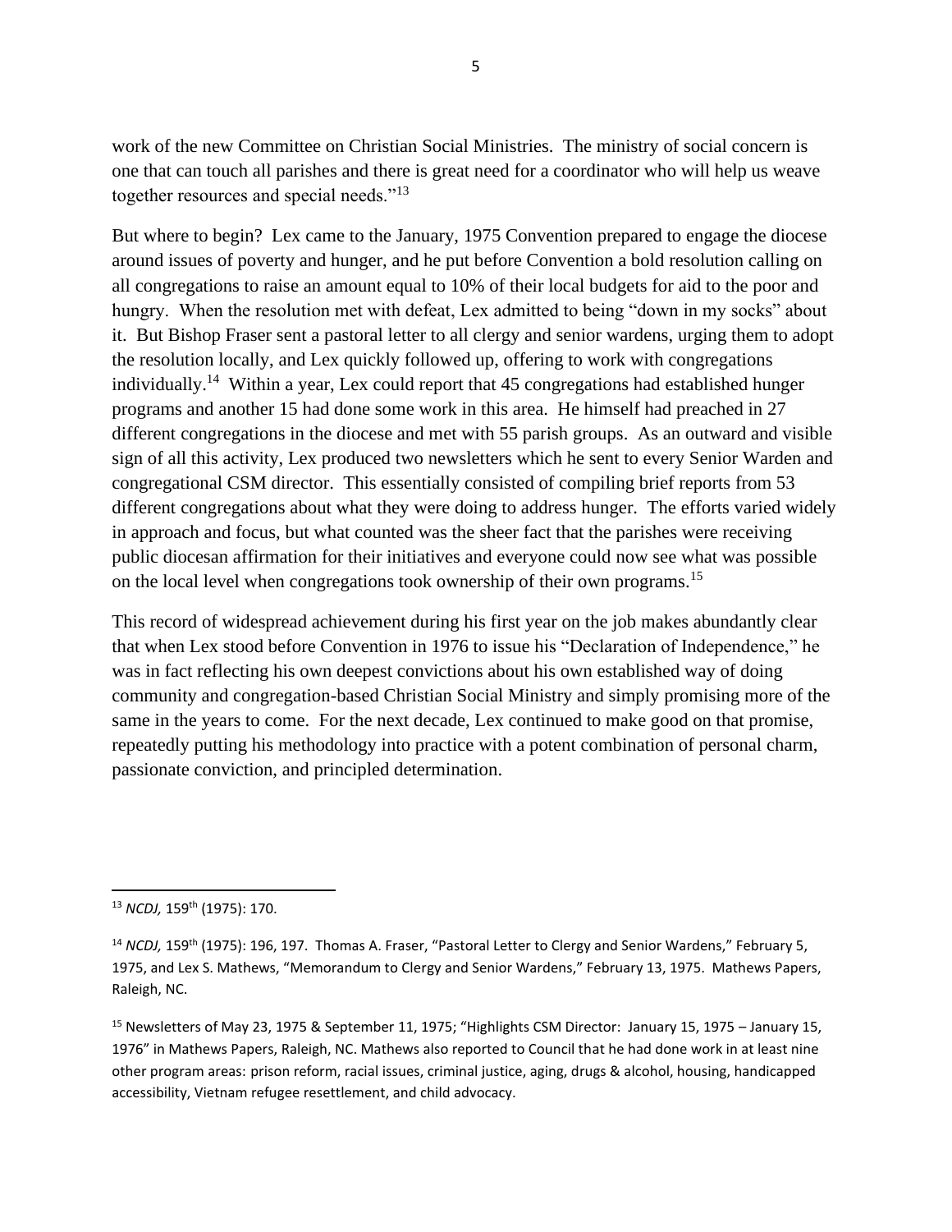work of the new Committee on Christian Social Ministries. The ministry of social concern is one that can touch all parishes and there is great need for a coordinator who will help us weave together resources and special needs."[13]

But where to begin? Lex came to the January, 1975 Convention prepared to engage the diocese around issues of poverty and hunger, and he put before Convention a bold resolution calling on all congregations to raise an amount equal to 10% of their local budgets for aid to the poor and hungry. When the resolution met with defeat, Lex admitted to being "down in my socks" about it. But Bishop Fraser sent a pastoral letter to all clergy and senior wardens, urging them to adopt the resolution locally, and Lex quickly followed up, offering to work with congregations individually.[14] Within a year, Lex could report that 45 congregations had established hunger programs and another 15 had done some work in this area. He himself had preached in 27 different congregations in the diocese and met with 55 parish groups. As an outward and visible sign of all this activity, Lex produced two newsletters which he sent to every Senior Warden and congregational CSM director. This essentially consisted of compiling brief reports from 53 different congregations about what they were doing to address hunger. The efforts varied widely in approach and focus, but what counted was the sheer fact that the parishes were receiving public diocesan affirmation for their initiatives and everyone could now see what was possible on the local level when congregations took ownership of their own programs.[15]

This record of widespread achievement during his first year on the job makes abundantly clear that when Lex stood before Convention in 1976 to issue his "Declaration of Independence," he was in fact reflecting his own deepest convictions about his own established way of doing community and congregation-based Christian Social Ministry and simply promising more of the same in the years to come. For the next decade, Lex continued to make good on that promise, repeatedly putting his methodology into practice with a potent combination of personal charm, passionate conviction, and principled determination.

---

[13] *NCDJ,* 159th (1975): 170.

[14] *NCDJ,* 159th (1975): 196, 197. Thomas A. Fraser, "Pastoral Letter to Clergy and Senior Wardens," February 5, 1975, and Lex S. Mathews, "Memorandum to Clergy and Senior Wardens," February 13, 1975. Mathews Papers, Raleigh, NC.

[15] Newsletters of May 23, 1975 & September 11, 1975; "Highlights CSM Director: January 15, 1975 – January 15, 1976" in Mathews Papers, Raleigh, NC. Mathews also reported to Council that he had done work in at least nine other program areas: prison reform, racial issues, criminal justice, aging, drugs & alcohol, housing, handicapped accessibility, Vietnam refugee resettlement, and child advocacy.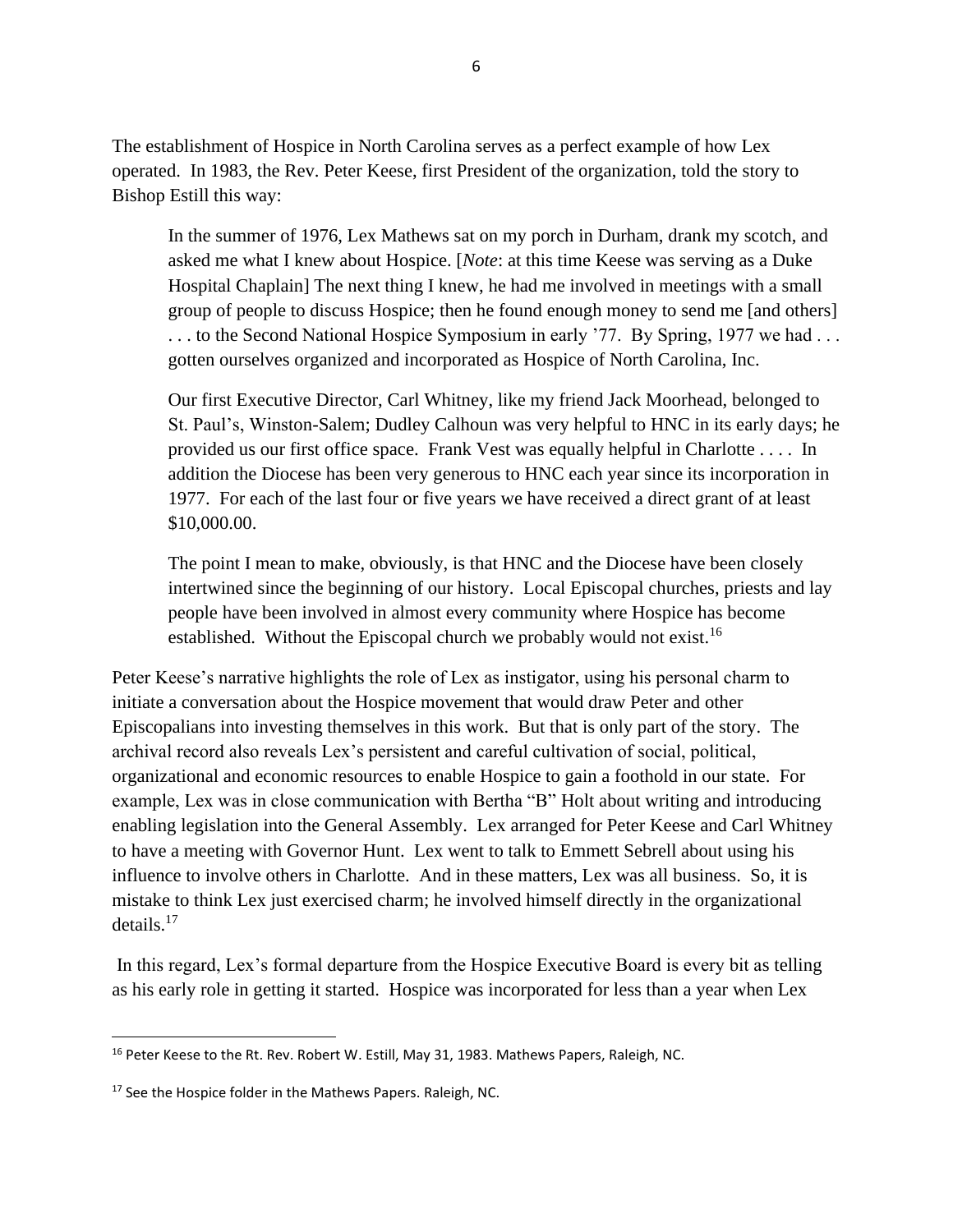The establishment of Hospice in North Carolina serves as a perfect example of how Lex operated. In 1983, the Rev. Peter Keese, first President of the organization, told the story to Bishop Estill this way:

> In the summer of 1976, Lex Mathews sat on my porch in Durham, drank my scotch, and asked me what I knew about Hospice. [*Note*: at this time Keese was serving as a Duke Hospital Chaplain] The next thing I knew, he had me involved in meetings with a small group of people to discuss Hospice; then he found enough money to send me [and others] . . . to the Second National Hospice Symposium in early '77. By Spring, 1977 we had . . . gotten ourselves organized and incorporated as Hospice of North Carolina, Inc.
>
> Our first Executive Director, Carl Whitney, like my friend Jack Moorhead, belonged to St. Paul's, Winston-Salem; Dudley Calhoun was very helpful to HNC in its early days; he provided us our first office space. Frank Vest was equally helpful in Charlotte . . . . In addition the Diocese has been very generous to HNC each year since its incorporation in 1977. For each of the last four or five years we have received a direct grant of at least $10,000.00.
>
> The point I mean to make, obviously, is that HNC and the Diocese have been closely intertwined since the beginning of our history. Local Episcopal churches, priests and lay people have been involved in almost every community where Hospice has become established. Without the Episcopal church we probably would not exist.[16]

Peter Keese's narrative highlights the role of Lex as instigator, using his personal charm to initiate a conversation about the Hospice movement that would draw Peter and other Episcopalians into investing themselves in this work. But that is only part of the story. The archival record also reveals Lex's persistent and careful cultivation of social, political, organizational and economic resources to enable Hospice to gain a foothold in our state. For example, Lex was in close communication with Bertha "B" Holt about writing and introducing enabling legislation into the General Assembly. Lex arranged for Peter Keese and Carl Whitney to have a meeting with Governor Hunt. Lex went to talk to Emmett Sebrell about using his influence to involve others in Charlotte. And in these matters, Lex was all business. So, it is mistake to think Lex just exercised charm; he involved himself directly in the organizational details.[17]

In this regard, Lex's formal departure from the Hospice Executive Board is every bit as telling as his early role in getting it started. Hospice was incorporated for less than a year when Lex

---

[16] Peter Keese to the Rt. Rev. Robert W. Estill, May 31, 1983. Mathews Papers, Raleigh, NC.

[17] See the Hospice folder in the Mathews Papers. Raleigh, NC.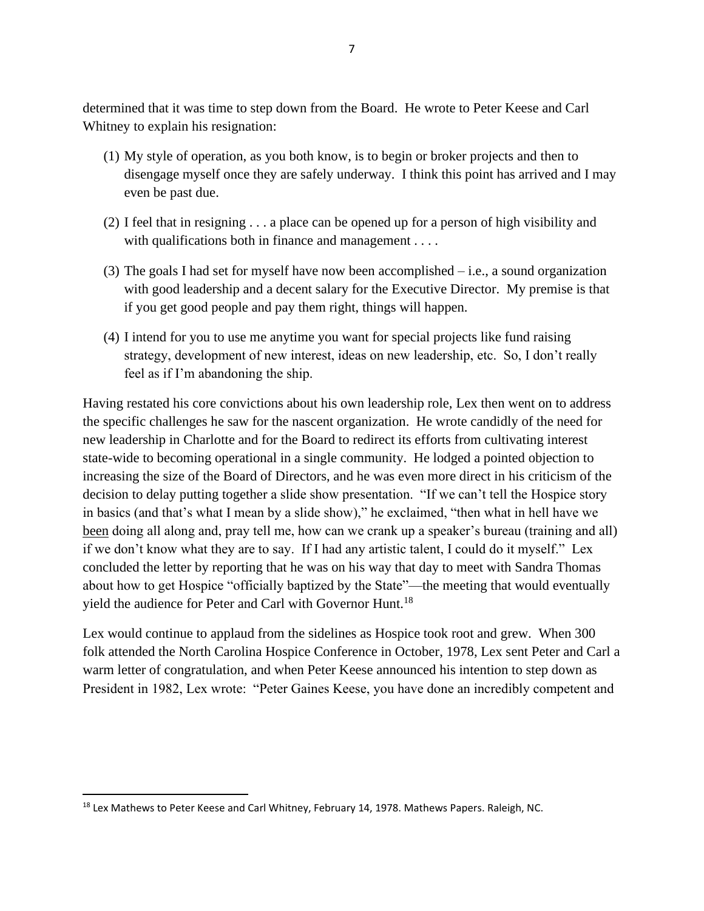determined that it was time to step down from the Board. He wrote to Peter Keese and Carl Whitney to explain his resignation:

(1) My style of operation, as you both know, is to begin or broker projects and then to disengage myself once they are safely underway. I think this point has arrived and I may even be past due.

(2) I feel that in resigning . . . a place can be opened up for a person of high visibility and with qualifications both in finance and management . . . .

(3) The goals I had set for myself have now been accomplished – i.e., a sound organization with good leadership and a decent salary for the Executive Director. My premise is that if you get good people and pay them right, things will happen.

(4) I intend for you to use me anytime you want for special projects like fund raising strategy, development of new interest, ideas on new leadership, etc. So, I don't really feel as if I'm abandoning the ship.

Having restated his core convictions about his own leadership role, Lex then went on to address the specific challenges he saw for the nascent organization. He wrote candidly of the need for new leadership in Charlotte and for the Board to redirect its efforts from cultivating interest state-wide to becoming operational in a single community. He lodged a pointed objection to increasing the size of the Board of Directors, and he was even more direct in his criticism of the decision to delay putting together a slide show presentation. "If we can't tell the Hospice story in basics (and that's what I mean by a slide show)," he exclaimed, "then what in hell have we <u>been</u> doing all along and, pray tell me, how can we crank up a speaker's bureau (training and all) if we don't know what they are to say. If I had any artistic talent, I could do it myself." Lex concluded the letter by reporting that he was on his way that day to meet with Sandra Thomas about how to get Hospice "officially baptized by the State"—the meeting that would eventually yield the audience for Peter and Carl with Governor Hunt.[18]

Lex would continue to applaud from the sidelines as Hospice took root and grew. When 300 folk attended the North Carolina Hospice Conference in October, 1978, Lex sent Peter and Carl a warm letter of congratulation, and when Peter Keese announced his intention to step down as President in 1982, Lex wrote: "Peter Gaines Keese, you have done an incredibly competent and

---

[18] Lex Mathews to Peter Keese and Carl Whitney, February 14, 1978. Mathews Papers. Raleigh, NC.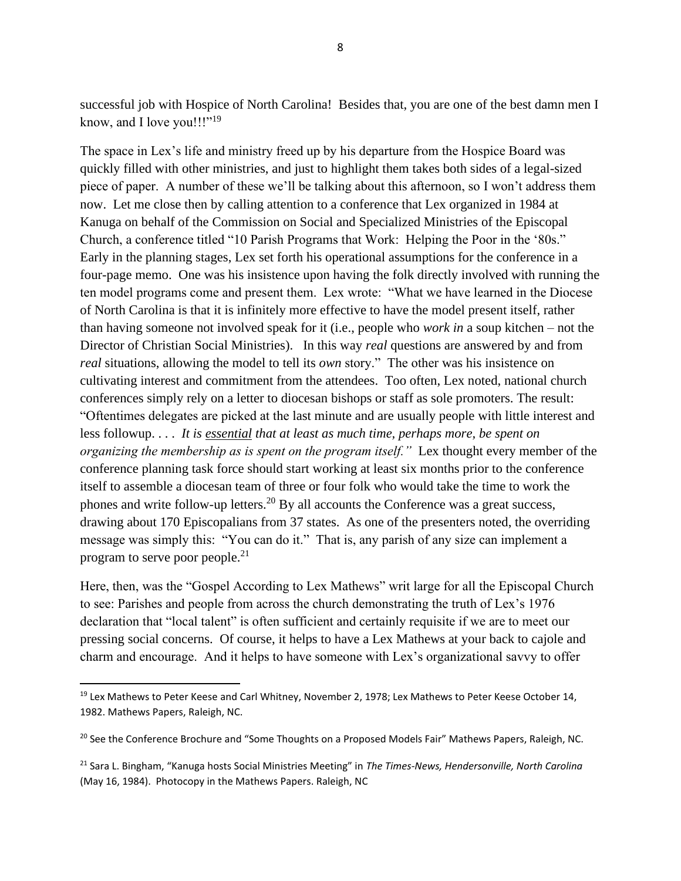successful job with Hospice of North Carolina! Besides that, you are one of the best damn men I know, and I love you!!!"[19]

The space in Lex's life and ministry freed up by his departure from the Hospice Board was quickly filled with other ministries, and just to highlight them takes both sides of a legal-sized piece of paper. A number of these we'll be talking about this afternoon, so I won't address them now. Let me close then by calling attention to a conference that Lex organized in 1984 at Kanuga on behalf of the Commission on Social and Specialized Ministries of the Episcopal Church, a conference titled "10 Parish Programs that Work: Helping the Poor in the '80s." Early in the planning stages, Lex set forth his operational assumptions for the conference in a four-page memo. One was his insistence upon having the folk directly involved with running the ten model programs come and present them. Lex wrote: "What we have learned in the Diocese of North Carolina is that it is infinitely more effective to have the model present itself, rather than having someone not involved speak for it (i.e., people who *work in* a soup kitchen – not the Director of Christian Social Ministries). In this way *real* questions are answered by and from *real* situations, allowing the model to tell its *own* story." The other was his insistence on cultivating interest and commitment from the attendees. Too often, Lex noted, national church conferences simply rely on a letter to diocesan bishops or staff as sole promoters. The result: "Oftentimes delegates are picked at the last minute and are usually people with little interest and less followup. . . . *It is <u>essential</u> that at least as much time, perhaps more, be spent on organizing the membership as is spent on the program itself."* Lex thought every member of the conference planning task force should start working at least six months prior to the conference itself to assemble a diocesan team of three or four folk who would take the time to work the phones and write follow-up letters.[20] By all accounts the Conference was a great success, drawing about 170 Episcopalians from 37 states. As one of the presenters noted, the overriding message was simply this: "You can do it." That is, any parish of any size can implement a program to serve poor people.[21]

Here, then, was the "Gospel According to Lex Mathews" writ large for all the Episcopal Church to see: Parishes and people from across the church demonstrating the truth of Lex's 1976 declaration that "local talent" is often sufficient and certainly requisite if we are to meet our pressing social concerns. Of course, it helps to have a Lex Mathews at your back to cajole and charm and encourage. And it helps to have someone with Lex's organizational savvy to offer

---

[19] Lex Mathews to Peter Keese and Carl Whitney, November 2, 1978; Lex Mathews to Peter Keese October 14, 1982. Mathews Papers, Raleigh, NC.

[20] See the Conference Brochure and "Some Thoughts on a Proposed Models Fair" Mathews Papers, Raleigh, NC.

[21] Sara L. Bingham, "Kanuga hosts Social Ministries Meeting" in *The Times-News, Hendersonville, North Carolina* (May 16, 1984). Photocopy in the Mathews Papers. Raleigh, NC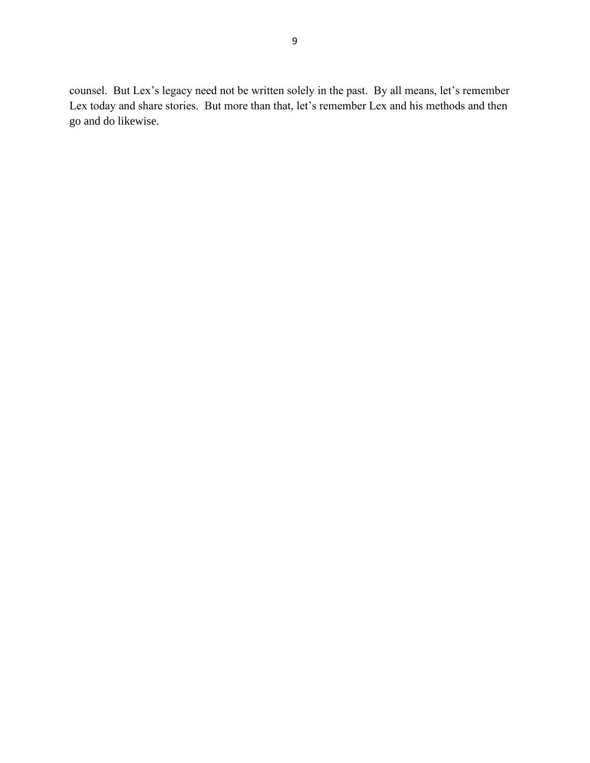counsel. But Lex's legacy need not be written solely in the past. By all means, let's remember Lex today and share stories. But more than that, let's remember Lex and his methods and then go and do likewise.